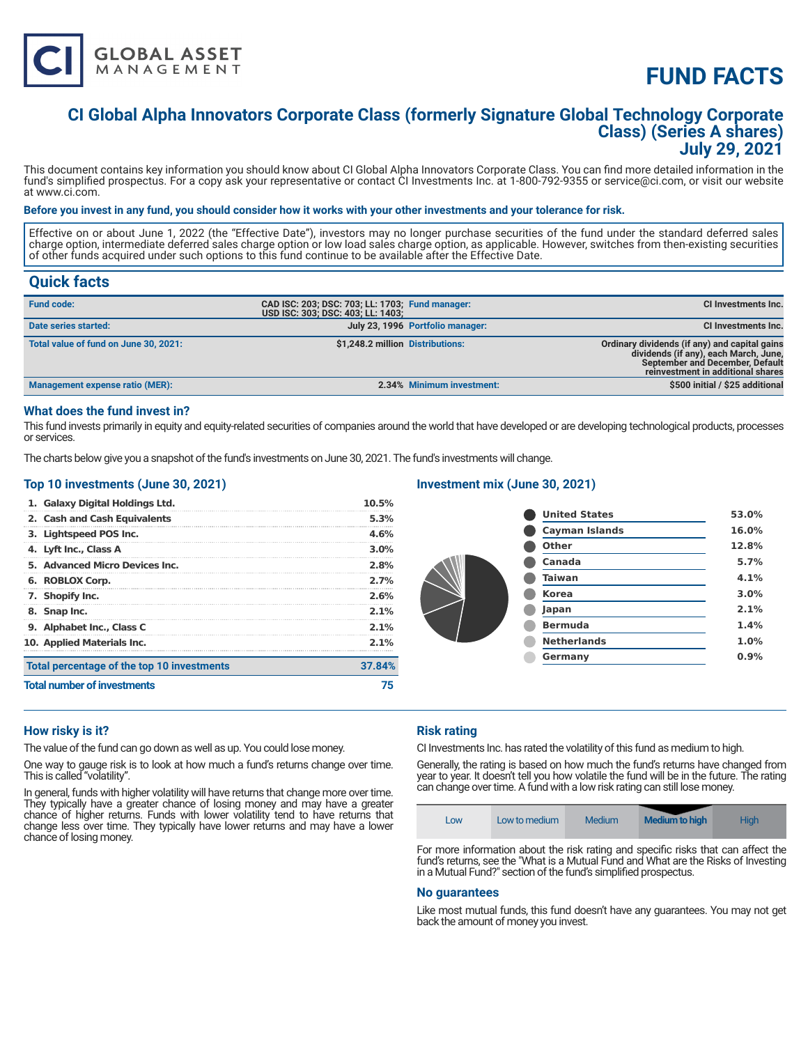CI GLOBAL ASSET MANAGEMENT

# FUND FACTS

## CI Global Alpha Innovators Corporate Class (formerly Signature Global Technology Corporate Class) (Series A shares)
## July 29, 2021

This document contains key information you should know about CI Global Alpha Innovators Corporate Class. You can find more detailed information in the fund's simplified prospectus. For a copy ask your representative or contact CI Investments Inc. at 1-800-792-9355 or service@ci.com, or visit our website at www.ci.com.

**Before you invest in any fund, you should consider how it works with your other investments and your tolerance for risk.**

Effective on or about June 1, 2022 (the "Effective Date"), investors may no longer purchase securities of the fund under the standard deferred sales charge option, intermediate deferred sales charge option or low load sales charge option, as applicable. However, switches from then-existing securities of other funds acquired under such options to this fund continue to be available after the Effective Date.

## Quick facts

| | | | |
|---|---|---|---|
| **Fund code:** | CAD ISC: 203; DSC: 703; LL: 1703; USD ISC: 303; DSC: 403; LL: 1403; | **Fund manager:** | CI Investments Inc. |
| **Date series started:** | July 23, 1996 | **Portfolio manager:** | CI Investments Inc. |
| **Total value of fund on June 30, 2021:** | $1,248.2 million | **Distributions:** | Ordinary dividends (if any) and capital gains dividends (if any), each March, June, September and December, Default reinvestment in additional shares |
| **Management expense ratio (MER):** | 2.34% | **Minimum investment:** | $500 initial / $25 additional |

## What does the fund invest in?

This fund invests primarily in equity and equity-related securities of companies around the world that have developed or are developing technological products, processes or services.

The charts below give you a snapshot of the fund's investments on June 30, 2021. The fund's investments will change.

### Top 10 investments (June 30, 2021)

| | |
|---|---|
| 1. Galaxy Digital Holdings Ltd. | 10.5% |
| 2. Cash and Cash Equivalents | 5.3% |
| 3. Lightspeed POS Inc. | 4.6% |
| 4. Lyft Inc., Class A | 3.0% |
| 5. Advanced Micro Devices Inc. | 2.8% |
| 6. ROBLOX Corp. | 2.7% |
| 7. Shopify Inc. | 2.6% |
| 8. Snap Inc. | 2.1% |
| 9. Alphabet Inc., Class C | 2.1% |
| 10. Applied Materials Inc. | 2.1% |
| **Total percentage of the top 10 investments** | **37.84%** |
| **Total number of investments** | **75** |

### Investment mix (June 30, 2021)

| | |
|---|---|
| United States | 53.0% |
| Cayman Islands | 16.0% |
| Other | 12.8% |
| Canada | 5.7% |
| Taiwan | 4.1% |
| Korea | 3.0% |
| Japan | 2.1% |
| Bermuda | 1.4% |
| Netherlands | 1.0% |
| Germany | 0.9% |

## How risky is it?

The value of the fund can go down as well as up. You could lose money.

One way to gauge risk is to look at how much a fund's returns change over time. This is called "volatility".

In general, funds with higher volatility will have returns that change more over time. They typically have a greater chance of losing money and may have a greater chance of higher returns. Funds with lower volatility tend to have returns that change less over time. They typically have lower returns and may have a lower chance of losing money.

## Risk rating

CI Investments Inc. has rated the volatility of this fund as medium to high.

Generally, the rating is based on how much the fund's returns have changed from year to year. It doesn't tell you how volatile the fund will be in the future. The rating can change over time. A fund with a low risk rating can still lose money.

| Low | Low to medium | Medium | **Medium to high** | High |
|---|---|---|---|---|

For more information about the risk rating and specific risks that can affect the fund's returns, see the "What is a Mutual Fund and What are the Risks of Investing in a Mutual Fund?" section of the fund's simplified prospectus.

## No guarantees

Like most mutual funds, this fund doesn't have any guarantees. You may not get back the amount of money you invest.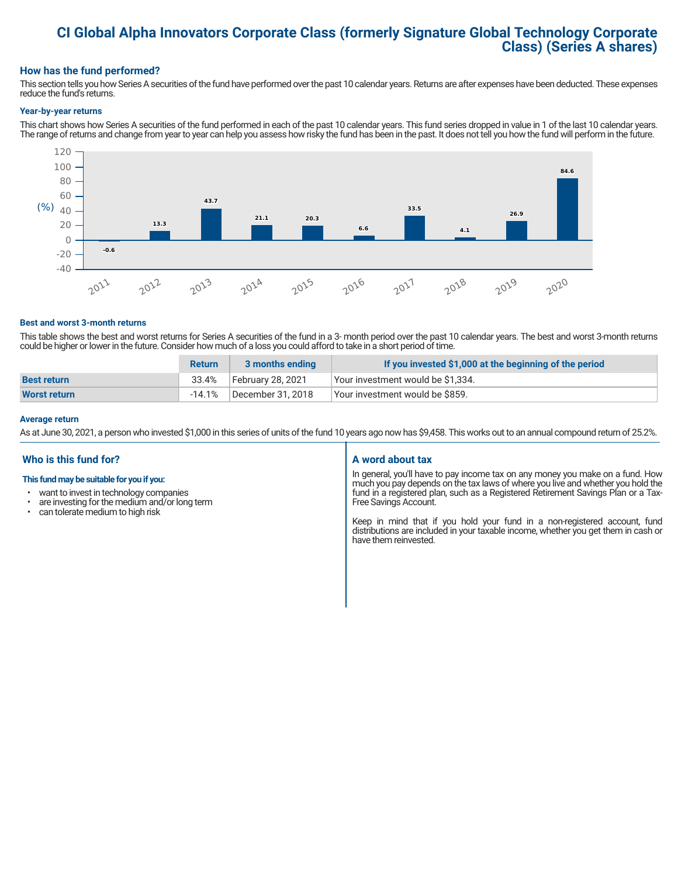# CI Global Alpha Innovators Corporate Class (formerly Signature Global Technology Corporate Class) (Series A shares)

## How has the fund performed?

This section tells you how Series A securities of the fund have performed over the past 10 calendar years. Returns are after expenses have been deducted. These expenses reduce the fund's returns.

### Year-by-year returns

This chart shows how Series A securities of the fund performed in each of the past 10 calendar years. This fund series dropped in value in 1 of the last 10 calendar years. The range of returns and change from year to year can help you assess how risky the fund has been in the past. It does not tell you how the fund will perform in the future.

| Year | Return (%) |
|---|---|
| 2011 | -0.6 |
| 2012 | 13.3 |
| 2013 | 43.7 |
| 2014 | 21.1 |
| 2015 | 20.3 |
| 2016 | 6.6 |
| 2017 | 33.5 |
| 2018 | 4.1 |
| 2019 | 26.9 |
| 2020 | 84.6 |

### Best and worst 3-month returns

This table shows the best and worst returns for Series A securities of the fund in a 3- month period over the past 10 calendar years. The best and worst 3-month returns could be higher or lower in the future. Consider how much of a loss you could afford to take in a short period of time.

| | Return | 3 months ending | If you invested $1,000 at the beginning of the period |
|---|---|---|---|
| **Best return** | 33.4% | February 28, 2021 | Your investment would be $1,334. |
| **Worst return** | -14.1% | December 31, 2018 | Your investment would be $859. |

### Average return

As at June 30, 2021, a person who invested $1,000 in this series of units of the fund 10 years ago now has $9,458. This works out to an annual compound return of 25.2%.

## Who is this fund for?

**This fund may be suitable for you if you:**

- want to invest in technology companies
- are investing for the medium and/or long term
- can tolerate medium to high risk

## A word about tax

In general, you'll have to pay income tax on any money you make on a fund. How much you pay depends on the tax laws of where you live and whether you hold the fund in a registered plan, such as a Registered Retirement Savings Plan or a Tax-Free Savings Account.

Keep in mind that if you hold your fund in a non-registered account, fund distributions are included in your taxable income, whether you get them in cash or have them reinvested.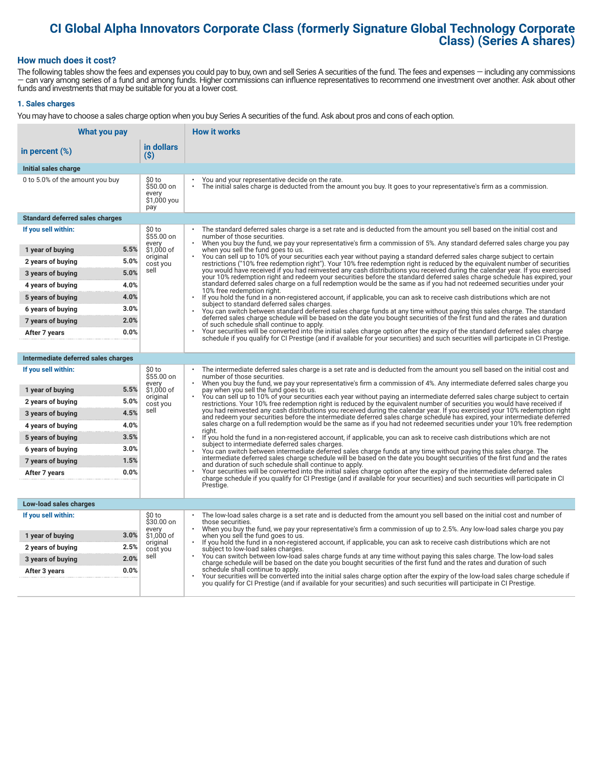# CI Global Alpha Innovators Corporate Class (formerly Signature Global Technology Corporate Class) (Series A shares)

## How much does it cost?

The following tables show the fees and expenses you could pay to buy, own and sell Series A securities of the fund. The fees and expenses — including any commissions — can vary among series of a fund and among funds. Higher commissions can influence representatives to recommend one investment over another. Ask about other funds and investments that may be suitable for you at a lower cost.

### 1. Sales charges

You may have to choose a sales charge option when you buy Series A securities of the fund. Ask about pros and cons of each option.

| What you pay | | | How it works |
|---|---|---|---|
| **in percent (%)** | | **in dollars ($)** | |
| **Initial sales charge** | | | |
| 0 to 5.0% of the amount you buy | | $0 to $50.00 on every $1,000 you pay | • You and your representative decide on the rate.<br>• The initial sales charge is deducted from the amount you buy. It goes to your representative's firm as a commission. |
| **Standard deferred sales charges** | | | |
| **If you sell within:** | | $0 to $55.00 on every $1,000 of original cost you sell | • The standard deferred sales charge is a set rate and is deducted from the amount you sell based on the initial cost and number of those securities.<br>• When you buy the fund, we pay your representative's firm a commission of 5%. Any standard deferred sales charge you pay when you sell the fund goes to us.<br>• You can sell up to 10% of your securities each year without paying a standard deferred sales charge subject to certain restrictions ("10% free redemption right"). Your 10% free redemption right is reduced by the equivalent number of securities you would have received if you had reinvested any cash distributions you received during the calendar year. If you exercised your 10% redemption right and redeem your securities before the standard deferred sales charge schedule has expired, your standard deferred sales charge on a full redemption would be the same as if you had not redeemed securities under your 10% free redemption right.<br>• If you hold the fund in a non-registered account, if applicable, you can ask to receive cash distributions which are not subject to standard deferred sales charges.<br>• You can switch between standard deferred sales charge funds at any time without paying this sales charge. The standard deferred sales charge schedule will be based on the date you bought securities of the first fund and the rates and duration of such schedule shall continue to apply.<br>• Your securities will be converted into the initial sales charge option after the expiry of the standard deferred sales charge schedule if you qualify for CI Prestige (and if available for your securities) and such securities will participate in CI Prestige. |
| 1 year of buying | 5.5% | | |
| 2 years of buying | 5.0% | | |
| 3 years of buying | 5.0% | | |
| 4 years of buying | 4.0% | | |
| 5 years of buying | 4.0% | | |
| 6 years of buying | 3.0% | | |
| 7 years of buying | 2.0% | | |
| After 7 years | 0.0% | | |
| **Intermediate deferred sales charges** | | | |
| **If you sell within:** | | $0 to $55.00 on every $1,000 of original cost you sell | • The intermediate deferred sales charge is a set rate and is deducted from the amount you sell based on the initial cost and number of those securities.<br>• When you buy the fund, we pay your representative's firm a commission of 4%. Any intermediate deferred sales charge you pay when you sell the fund goes to us.<br>• You can sell up to 10% of your securities each year without paying an intermediate deferred sales charge subject to certain restrictions. Your 10% free redemption right is reduced by the equivalent number of securities you would have received if you had reinvested any cash distributions you received during the calendar year. If you exercised your 10% redemption right and redeem your securities before the intermediate deferred sales charge schedule has expired, your intermediate deferred sales charge on a full redemption would be the same as if you had not redeemed securities under your 10% free redemption right.<br>• If you hold the fund in a non-registered account, if applicable, you can ask to receive cash distributions which are not subject to intermediate deferred sales charges.<br>• You can switch between intermediate deferred sales charge funds at any time without paying this sales charge. The intermediate deferred sales charge schedule will be based on the date you bought securities of the first fund and the rates and duration of such schedule shall continue to apply.<br>• Your securities will be converted into the initial sales charge option after the expiry of the intermediate deferred sales charge schedule if you qualify for CI Prestige (and if available for your securities) and such securities will participate in CI Prestige. |
| 1 year of buying | 5.5% | | |
| 2 years of buying | 5.0% | | |
| 3 years of buying | 4.5% | | |
| 4 years of buying | 4.0% | | |
| 5 years of buying | 3.5% | | |
| 6 years of buying | 3.0% | | |
| 7 years of buying | 1.5% | | |
| After 7 years | 0.0% | | |
| **Low-load sales charges** | | | |
| **If you sell within:** | | $0 to $30.00 on every $1,000 of original cost you sell | • The low-load sales charge is a set rate and is deducted from the amount you sell based on the initial cost and number of those securities.<br>• When you buy the fund, we pay your representative's firm a commission of up to 2.5%. Any low-load sales charge you pay when you sell the fund goes to us.<br>• If you hold the fund in a non-registered account, if applicable, you can ask to receive cash distributions which are not subject to low-load sales charges.<br>• You can switch between low-load sales charge funds at any time without paying this sales charge. The low-load sales charge schedule will be based on the date you bought securities of the first fund and the rates and duration of such schedule shall continue to apply.<br>• Your securities will be converted into the initial sales charge option after the expiry of the low-load sales charge schedule if you qualify for CI Prestige (and if available for your securities) and such securities will participate in CI Prestige. |
| 1 year of buying | 3.0% | | |
| 2 years of buying | 2.5% | | |
| 3 years of buying | 2.0% | | |
| After 3 years | 0.0% | | |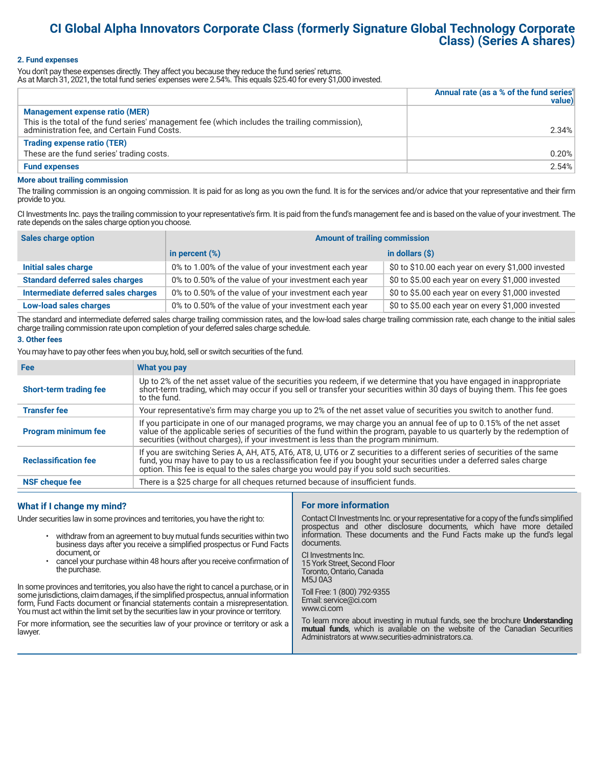# CI Global Alpha Innovators Corporate Class (formerly Signature Global Technology Corporate Class) (Series A shares)

### 2. Fund expenses

You don't pay these expenses directly. They affect you because they reduce the fund series' returns.
As at March 31, 2021, the total fund series' expenses were 2.54%. This equals $25.40 for every $1,000 invested.

| | Annual rate (as a % of the fund series' value) |
|---|---|
| **Management expense ratio (MER)**<br>This is the total of the fund series' management fee (which includes the trailing commission), administration fee, and Certain Fund Costs. | 2.34% |
| **Trading expense ratio (TER)**<br>These are the fund series' trading costs. | 0.20% |
| **Fund expenses** | 2.54% |

### More about trailing commission

The trailing commission is an ongoing commission. It is paid for as long as you own the fund. It is for the services and/or advice that your representative and their firm provide to you.

CI Investments Inc. pays the trailing commission to your representative's firm. It is paid from the fund's management fee and is based on the value of your investment. The rate depends on the sales charge option you choose.

| Sales charge option | Amount of trailing commission | |
|---|---|---|
| | in percent (%) | in dollars ($) |
| Initial sales charge | 0% to 1.00% of the value of your investment each year | $0 to $10.00 each year on every $1,000 invested |
| Standard deferred sales charges | 0% to 0.50% of the value of your investment each year | $0 to $5.00 each year on every $1,000 invested |
| Intermediate deferred sales charges | 0% to 0.50% of the value of your investment each year | $0 to $5.00 each year on every $1,000 invested |
| Low-load sales charges | 0% to 0.50% of the value of your investment each year | $0 to $5.00 each year on every $1,000 invested |

The standard and intermediate deferred sales charge trailing commission rates, and the low-load sales charge trailing commission rate, each change to the initial sales charge trailing commission rate upon completion of your deferred sales charge schedule.

### 3. Other fees

You may have to pay other fees when you buy, hold, sell or switch securities of the fund.

| Fee | What you pay |
|---|---|
| Short-term trading fee | Up to 2% of the net asset value of the securities you redeem, if we determine that you have engaged in inappropriate short-term trading, which may occur if you sell or transfer your securities within 30 days of buying them. This fee goes to the fund. |
| Transfer fee | Your representative's firm may charge you up to 2% of the net asset value of securities you switch to another fund. |
| Program minimum fee | If you participate in one of our managed programs, we may charge you an annual fee of up to 0.15% of the net asset value of the applicable series of securities of the fund within the program, payable to us quarterly by the redemption of securities (without charges), if your investment is less than the program minimum. |
| Reclassification fee | If you are switching Series A, AH, AT5, AT6, AT8, U, UT6 or Z securities to a different series of securities of the same fund, you may have to pay to us a reclassification fee if you bought your securities under a deferred sales charge option. This fee is equal to the sales charge you would pay if you sold such securities. |
| NSF cheque fee | There is a $25 charge for all cheques returned because of insufficient funds. |

## What if I change my mind?

Under securities law in some provinces and territories, you have the right to:

- withdraw from an agreement to buy mutual funds securities within two business days after you receive a simplified prospectus or Fund Facts document, or
- cancel your purchase within 48 hours after you receive confirmation of the purchase.

In some provinces and territories, you also have the right to cancel a purchase, or in some jurisdictions, claim damages, if the simplified prospectus, annual information form, Fund Facts document or financial statements contain a misrepresentation. You must act within the limit set by the securities law in your province or territory.

For more information, see the securities law of your province or territory or ask a lawyer.

## For more information

Contact CI Investments Inc. or your representative for a copy of the fund's simplified prospectus and other disclosure documents, which have more detailed information. These documents and the Fund Facts make up the fund's legal documents.

CI Investments Inc.
15 York Street, Second Floor
Toronto, Ontario, Canada
M5J 0A3

Toll Free: 1 (800) 792-9355
Email: service@ci.com
www.ci.com

To learn more about investing in mutual funds, see the brochure **Understanding mutual funds**, which is available on the website of the Canadian Securities Administrators at www.securities-administrators.ca.